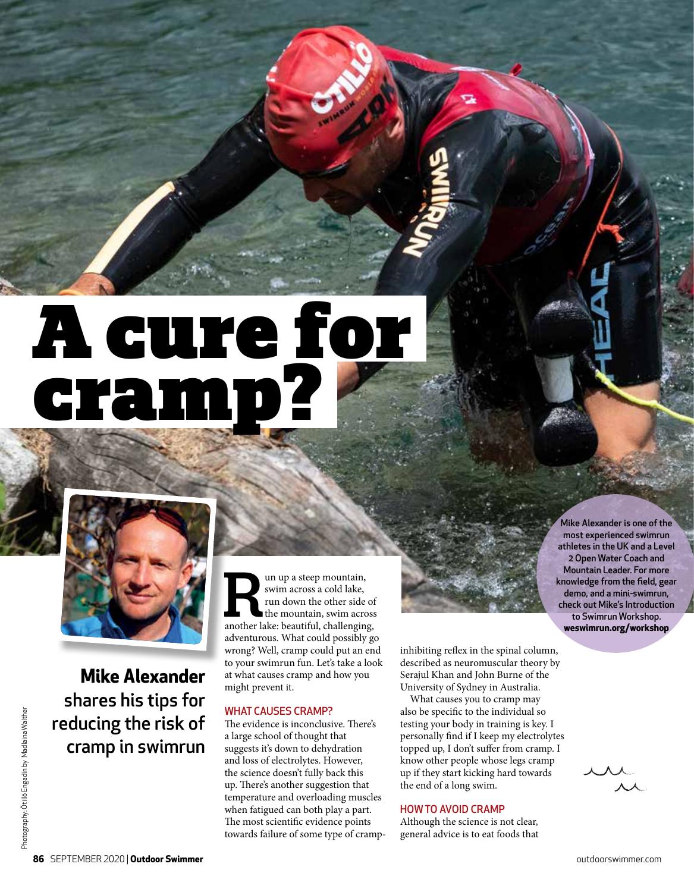# A cure for cramp?

**Mike Alexander shares his tips for reducing the risk of cramp in swimrun**

Run up a steep mountain, swim across a cold lake, run down the other side of the mountain, swim across another lake: beautiful, challenging, adventurous. What could possibly go wrong? Well, cramp could put an end to your swimrun fun. Let's take a look at what causes cramp and how you might prevent it.

## WHAT CAUSES CRAMP?

The evidence is inconclusive. There's a large school of thought that suggests it's down to dehydration and loss of electrolytes. However, the science doesn't fully back this up. There's another suggestion that temperature and overloading muscles when fatigued can both play a part. The most scientific evidence points towards failure of some type of cramp-inhibiting reflex in the spinal column, described as neuromuscular theory by Serajul Khan and John Burne of the University of Sydney in Australia.

What causes you to cramp may also be specific to the individual so testing your body in training is key. I personally find if I keep my electrolytes topped up, I don't suffer from cramp. I know other people whose legs cramp up if they start kicking hard towards the end of a long swim.

## HOW TO AVOID CRAMP

Although the science is not clear, general advice is to eat foods that

Mike Alexander is one of the most experienced swimrun athletes in the UK and a Level 2 Open Water Coach and Mountain Leader. For more knowledge from the field, gear demo, and a mini-swimrun, check out Mike's Introduction to Swimrun Workshop. **weswimrun.org/workshop**

Photography: Ötillö Engadin by Madlaina Walther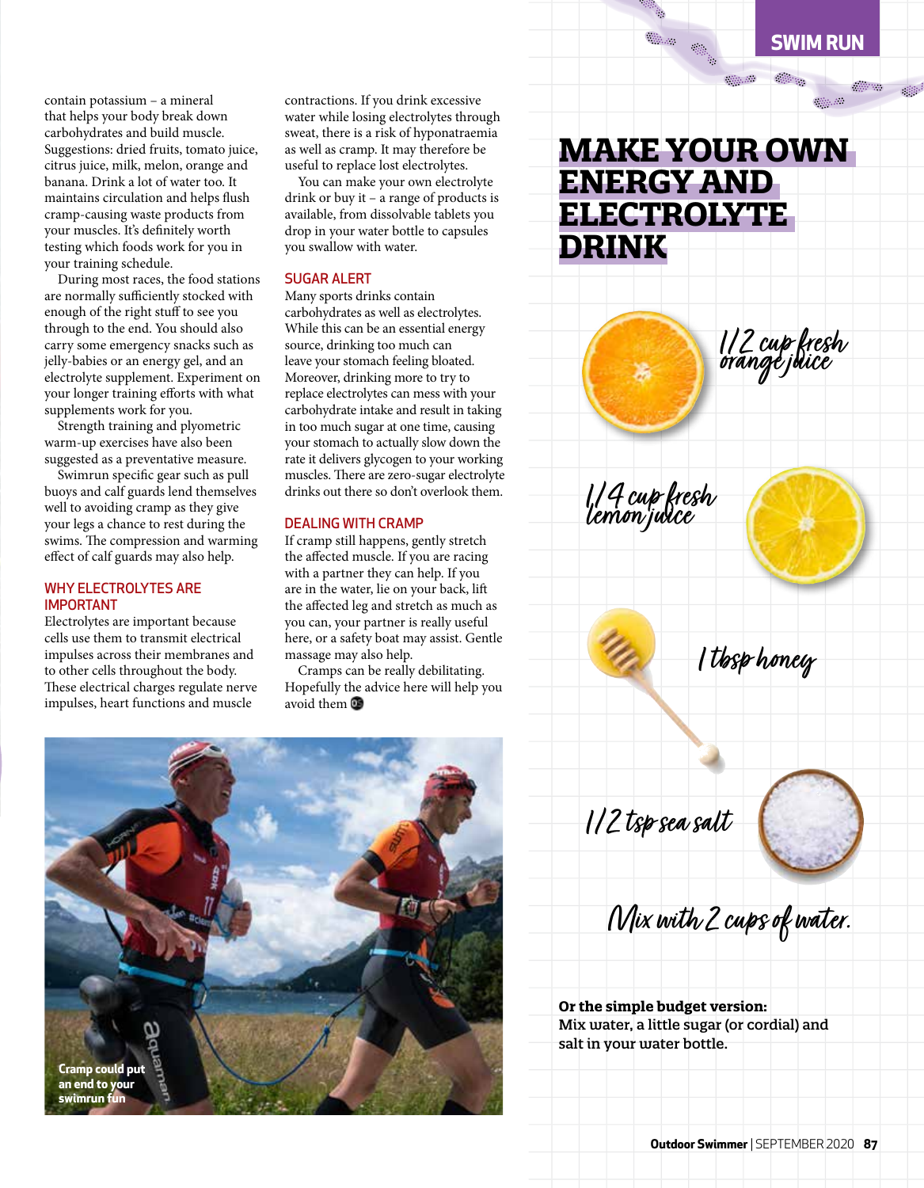contain potassium – a mineral that helps your body break down carbohydrates and build muscle. Suggestions: dried fruits, tomato juice, citrus juice, milk, melon, orange and banana. Drink a lot of water too. It maintains circulation and helps flush cramp-causing waste products from your muscles. It's definitely worth testing which foods work for you in your training schedule.

During most races, the food stations are normally sufficiently stocked with enough of the right stuff to see you through to the end. You should also carry some emergency snacks such as jelly-babies or an energy gel, and an electrolyte supplement. Experiment on your longer training efforts with what supplements work for you.

Strength training and plyometric warm-up exercises have also been suggested as a preventative measure.

Swimrun specific gear such as pull buoys and calf guards lend themselves well to avoiding cramp as they give your legs a chance to rest during the swims. The compression and warming effect of calf guards may also help.

## WHY ELECTROLYTES ARE IMPORTANT

Electrolytes are important because cells use them to transmit electrical impulses across their membranes and to other cells throughout the body. These electrical charges regulate nerve impulses, heart functions and muscle contractions. If you drink excessive water while losing electrolytes through sweat, there is a risk of hyponatraemia as well as cramp. It may therefore be useful to replace lost electrolytes.

You can make your own electrolyte drink or buy it – a range of products is available, from dissolvable tablets you drop in your water bottle to capsules you swallow with water.

## SUGAR ALERT

Many sports drinks contain carbohydrates as well as electrolytes. While this can be an essential energy source, drinking too much can leave your stomach feeling bloated. Moreover, drinking more to try to replace electrolytes can mess with your carbohydrate intake and result in taking in too much sugar at one time, causing your stomach to actually slow down the rate it delivers glycogen to your working muscles. There are zero-sugar electrolyte drinks out there so don't overlook them.

## DEALING WITH CRAMP

If cramp still happens, gently stretch the affected muscle. If you are racing with a partner they can help. If you are in the water, lie on your back, lift the affected leg and stretch as much as you can, your partner is really useful here, or a safety boat may assist. Gentle massage may also help.

Cramps can be really debilitating. Hopefully the advice here will help you avoid them

Cramp could put an end to your swimrun fun

# MAKE YOUR OWN ENERGY AND ELECTROLYTE DRINK

1/2 cup fresh orange juice

1/4 cup fresh lemon juice

1 tbsp honey

1/2 tsp sea salt

Mix with 2 cups of water.

**Or the simple budget version:**
Mix water, a little sugar (or cordial) and salt in your water bottle.